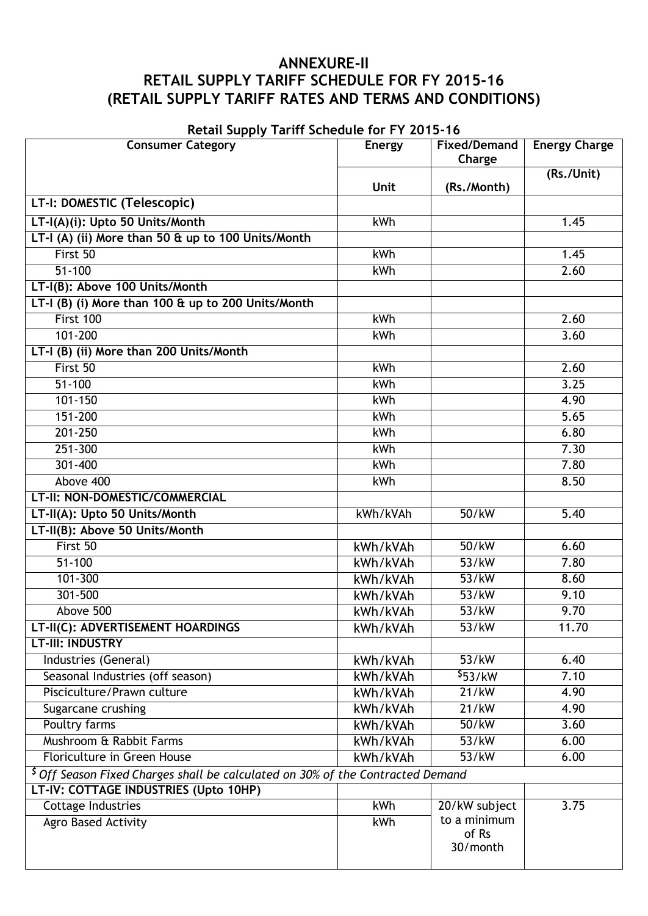# ANNEXURE-II

# RETAIL SUPPLY TARIFF SCHEDULE FOR FY 2015-16 (RETAIL SUPPLY TARIFF RATES AND TERMS AND CONDITIONS)

**Retail Supply Tariff Schedule for FY 2015-16**

| Consumer Category | Energy | Fixed/Demand Charge | Energy Charge |
|---|---|---|---|
| | Unit | (Rs./Month) | (Rs./Unit) |
| **LT-I: DOMESTIC (Telescopic)** | | | |
| **LT-I(A)(i): Upto 50 Units/Month** | kWh | | 1.45 |
| **LT-I (A) (ii) More than 50 & up to 100 Units/Month** | | | |
| First 50 | kWh | | 1.45 |
| 51-100 | kWh | | 2.60 |
| **LT-I(B): Above 100 Units/Month** | | | |
| **LT-I (B) (i) More than 100 & up to 200 Units/Month** | | | |
| First 100 | kWh | | 2.60 |
| 101-200 | kWh | | 3.60 |
| **LT-I (B) (ii) More than 200 Units/Month** | | | |
| First 50 | kWh | | 2.60 |
| 51-100 | kWh | | 3.25 |
| 101-150 | kWh | | 4.90 |
| 151-200 | kWh | | 5.65 |
| 201-250 | kWh | | 6.80 |
| 251-300 | kWh | | 7.30 |
| 301-400 | kWh | | 7.80 |
| Above 400 | kWh | | 8.50 |
| **LT-II: NON-DOMESTIC/COMMERCIAL** | | | |
| **LT-II(A): Upto 50 Units/Month** | kWh/kVAh | 50/kW | 5.40 |
| **LT-II(B): Above 50 Units/Month** | | | |
| First 50 | kWh/kVAh | 50/kW | 6.60 |
| 51-100 | kWh/kVAh | 53/kW | 7.80 |
| 101-300 | kWh/kVAh | 53/kW | 8.60 |
| 301-500 | kWh/kVAh | 53/kW | 9.10 |
| Above 500 | kWh/kVAh | 53/kW | 9.70 |
| **LT-II(C): ADVERTISEMENT HOARDINGS** | kWh/kVAh | 53/kW | 11.70 |
| **LT-III: INDUSTRY** | | | |
| Industries (General) | kWh/kVAh | 53/kW | 6.40 |
| Seasonal Industries (off season) | kWh/kVAh | $53/kW | 7.10 |
| Pisciculture/Prawn culture | kWh/kVAh | 21/kW | 4.90 |
| Sugarcane crushing | kWh/kVAh | 21/kW | 4.90 |
| Poultry farms | kWh/kVAh | 50/kW | 3.60 |
| Mushroom & Rabbit Farms | kWh/kVAh | 53/kW | 6.00 |
| Floriculture in Green House | kWh/kVAh | 53/kW | 6.00 |
| *$ Off Season Fixed Charges shall be calculated on 30% of the Contracted Demand* | | | |
| **LT-IV: COTTAGE INDUSTRIES (Upto 10HP)** | | | |
| Cottage Industries | kWh | 20/kW subject to a minimum of Rs 30/month | 3.75 |
| Agro Based Activity | kWh | | |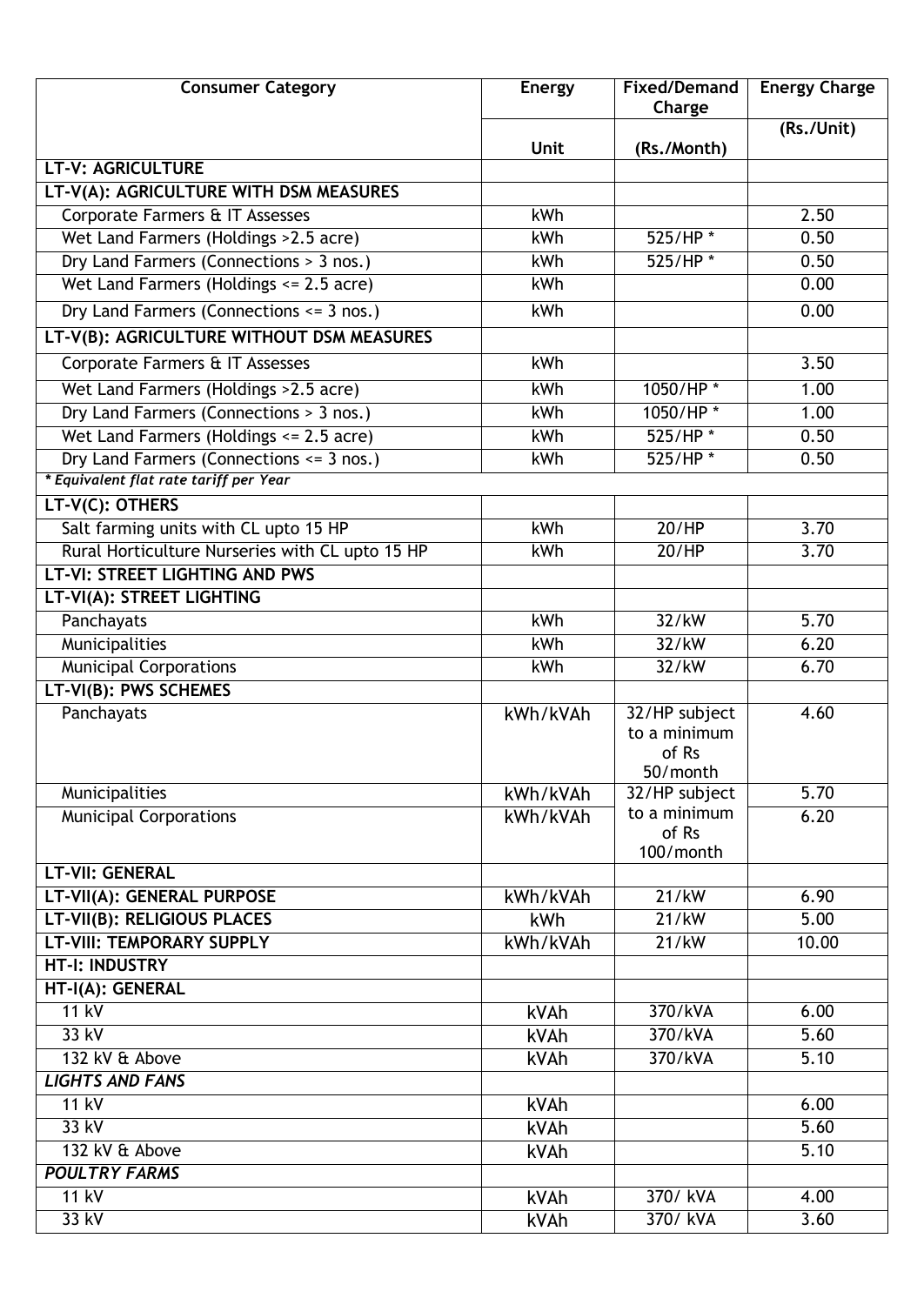| Consumer Category | Energy Unit | Fixed/Demand Charge (Rs./Month) | Energy Charge (Rs./Unit) |
|---|---|---|---|
| **LT-V: AGRICULTURE** | | | |
| **LT-V(A): AGRICULTURE WITH DSM MEASURES** | | | |
| Corporate Farmers & IT Assesses | kWh | | 2.50 |
| Wet Land Farmers (Holdings >2.5 acre) | kWh | 525/HP * | 0.50 |
| Dry Land Farmers (Connections > 3 nos.) | kWh | 525/HP * | 0.50 |
| Wet Land Farmers (Holdings <= 2.5 acre) | kWh | | 0.00 |
| Dry Land Farmers (Connections <= 3 nos.) | kWh | | 0.00 |
| **LT-V(B): AGRICULTURE WITHOUT DSM MEASURES** | | | |
| Corporate Farmers & IT Assesses | kWh | | 3.50 |
| Wet Land Farmers (Holdings >2.5 acre) | kWh | 1050/HP * | 1.00 |
| Dry Land Farmers (Connections > 3 nos.) | kWh | 1050/HP * | 1.00 |
| Wet Land Farmers (Holdings <= 2.5 acre) | kWh | 525/HP * | 0.50 |
| Dry Land Farmers (Connections <= 3 nos.) | kWh | 525/HP * | 0.50 |
| ***Equivalent flat rate tariff per Year*** | | | |
| **LT-V(C): OTHERS** | | | |
| Salt farming units with CL upto 15 HP | kWh | 20/HP | 3.70 |
| Rural Horticulture Nurseries with CL upto 15 HP | kWh | 20/HP | 3.70 |
| **LT-VI: STREET LIGHTING AND PWS** | | | |
| **LT-VI(A): STREET LIGHTING** | | | |
| Panchayats | kWh | 32/kW | 5.70 |
| Municipalities | kWh | 32/kW | 6.20 |
| Municipal Corporations | kWh | 32/kW | 6.70 |
| **LT-VI(B): PWS SCHEMES** | | | |
| Panchayats | kWh/kVAh | 32/HP subject to a minimum of Rs 50/month | 4.60 |
| Municipalities | kWh/kVAh | 32/HP subject to a minimum of Rs 100/month | 5.70 |
| Municipal Corporations | kWh/kVAh | | 6.20 |
| **LT-VII: GENERAL** | | | |
| **LT-VII(A): GENERAL PURPOSE** | kWh/kVAh | 21/kW | 6.90 |
| **LT-VII(B): RELIGIOUS PLACES** | kWh | 21/kW | 5.00 |
| **LT-VIII: TEMPORARY SUPPLY** | kWh/kVAh | 21/kW | 10.00 |
| **HT-I: INDUSTRY** | | | |
| **HT-I(A): GENERAL** | | | |
| 11 kV | kVAh | 370/kVA | 6.00 |
| 33 kV | kVAh | 370/kVA | 5.60 |
| 132 kV & Above | kVAh | 370/kVA | 5.10 |
| ***LIGHTS AND FANS*** | | | |
| 11 kV | kVAh | | 6.00 |
| 33 kV | kVAh | | 5.60 |
| 132 kV & Above | kVAh | | 5.10 |
| ***POULTRY FARMS*** | | | |
| 11 kV | kVAh | 370/ kVA | 4.00 |
| 33 kV | kVAh | 370/ kVA | 3.60 |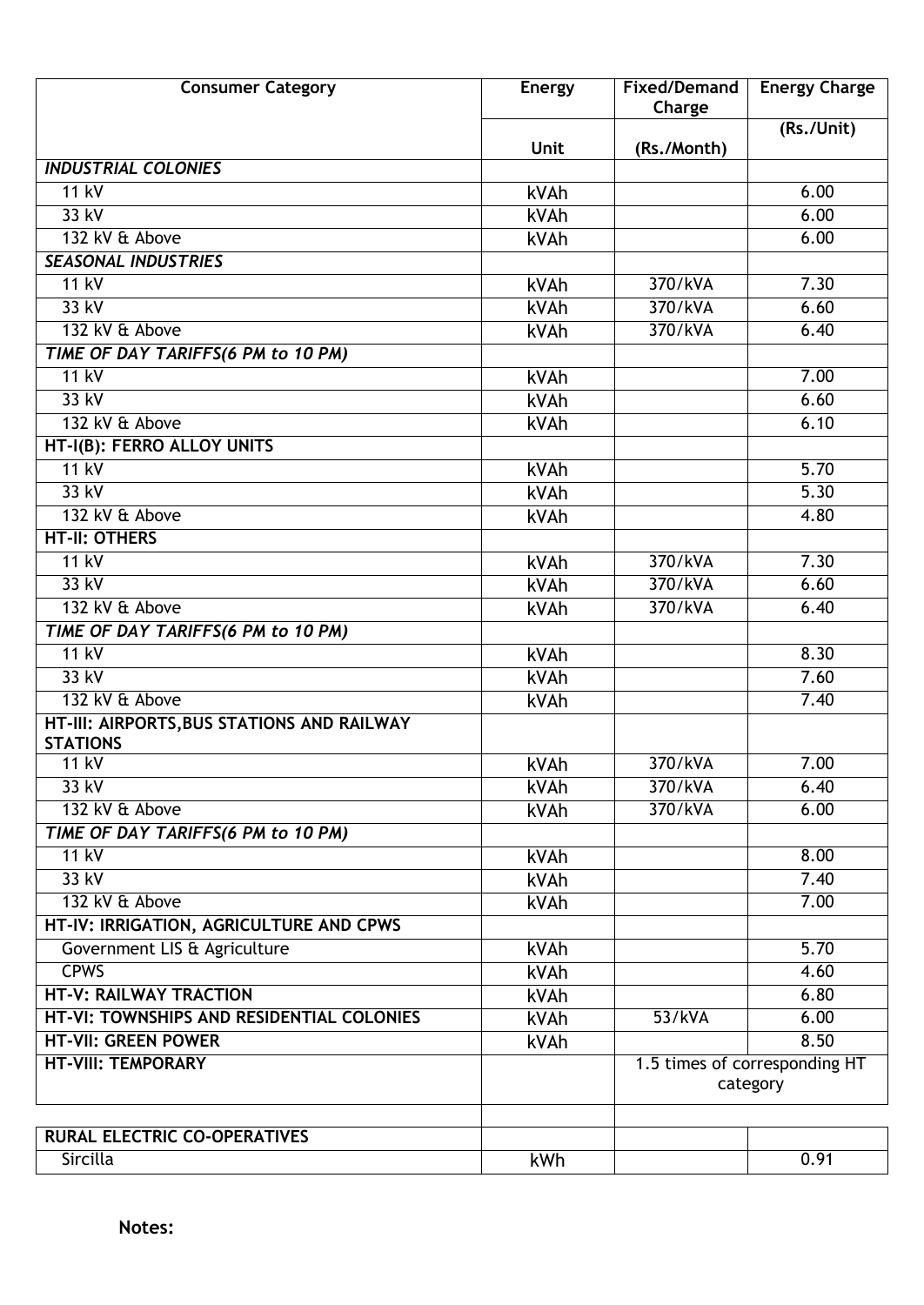| Consumer Category | Energy Unit | Fixed/Demand Charge (Rs./Month) | Energy Charge (Rs./Unit) |
|---|---|---|---|
| ***INDUSTRIAL COLONIES*** | | | |
| 11 kV | kVAh | | 6.00 |
| 33 kV | kVAh | | 6.00 |
| 132 kV & Above | kVAh | | 6.00 |
| ***SEASONAL INDUSTRIES*** | | | |
| 11 kV | kVAh | 370/kVA | 7.30 |
| 33 kV | kVAh | 370/kVA | 6.60 |
| 132 kV & Above | kVAh | 370/kVA | 6.40 |
| ***TIME OF DAY TARIFFS(6 PM to 10 PM)*** | | | |
| 11 kV | kVAh | | 7.00 |
| 33 kV | kVAh | | 6.60 |
| 132 kV & Above | kVAh | | 6.10 |
| **HT-I(B): FERRO ALLOY UNITS** | | | |
| 11 kV | kVAh | | 5.70 |
| 33 kV | kVAh | | 5.30 |
| 132 kV & Above | kVAh | | 4.80 |
| **HT-II: OTHERS** | | | |
| 11 kV | kVAh | 370/kVA | 7.30 |
| 33 kV | kVAh | 370/kVA | 6.60 |
| 132 kV & Above | kVAh | 370/kVA | 6.40 |
| ***TIME OF DAY TARIFFS(6 PM to 10 PM)*** | | | |
| 11 kV | kVAh | | 8.30 |
| 33 kV | kVAh | | 7.60 |
| 132 kV & Above | kVAh | | 7.40 |
| **HT-III: AIRPORTS,BUS STATIONS AND RAILWAY STATIONS** | | | |
| 11 kV | kVAh | 370/kVA | 7.00 |
| 33 kV | kVAh | 370/kVA | 6.40 |
| 132 kV & Above | kVAh | 370/kVA | 6.00 |
| ***TIME OF DAY TARIFFS(6 PM to 10 PM)*** | | | |
| 11 kV | kVAh | | 8.00 |
| 33 kV | kVAh | | 7.40 |
| 132 kV & Above | kVAh | | 7.00 |
| **HT-IV: IRRIGATION, AGRICULTURE AND CPWS** | | | |
| Government LIS & Agriculture | kVAh | | 5.70 |
| CPWS | kVAh | | 4.60 |
| **HT-V: RAILWAY TRACTION** | kVAh | | 6.80 |
| **HT-VI: TOWNSHIPS AND RESIDENTIAL COLONIES** | kVAh | 53/kVA | 6.00 |
| **HT-VII: GREEN POWER** | kVAh | | 8.50 |
| **HT-VIII: TEMPORARY** | | 1.5 times of corresponding HT category | |
| | | | |
| **RURAL ELECTRIC CO-OPERATIVES** | | | |
| Sircilla | kWh | | 0.91 |

**Notes:**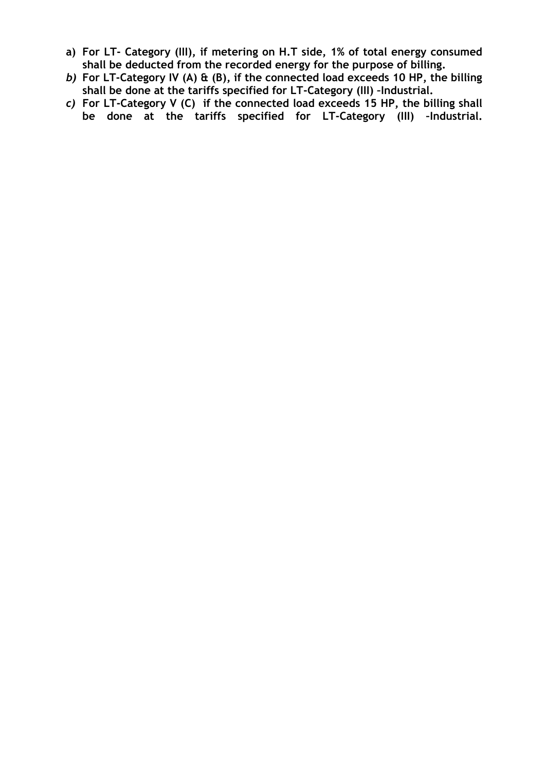- **a) For LT- Category (III), if metering on H.T side, 1% of total energy consumed shall be deducted from the recorded energy for the purpose of billing.**
- ***b)* For LT-Category IV (A) & (B), if the connected load exceeds 10 HP, the billing shall be done at the tariffs specified for LT-Category (III) –Industrial.**
- ***c)* For LT-Category V (C) if the connected load exceeds 15 HP, the billing shall be done at the tariffs specified for LT-Category (III) –Industrial.**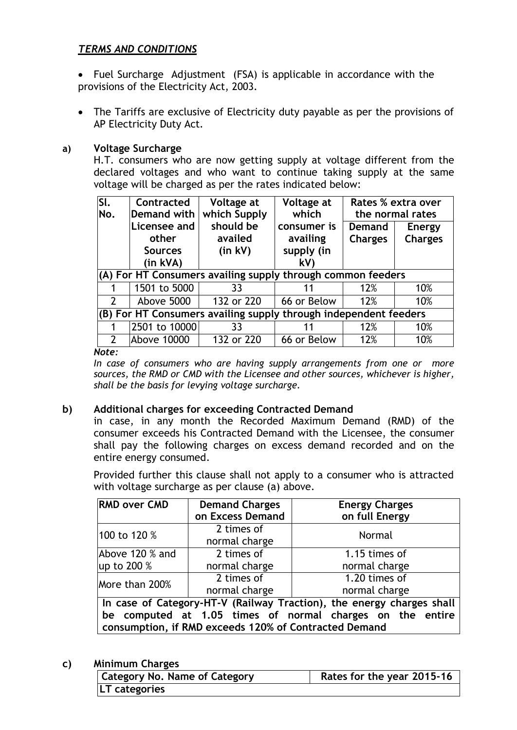## ***TERMS AND CONDITIONS***

- Fuel Surcharge Adjustment (FSA) is applicable in accordance with the provisions of the Electricity Act, 2003.
- The Tariffs are exclusive of Electricity duty payable as per the provisions of AP Electricity Duty Act.

### a) Voltage Surcharge

H.T. consumers who are now getting supply at voltage different from the declared voltages and who want to continue taking supply at the same voltage will be charged as per the rates indicated below:

| Sl. No. | Contracted Demand with Licensee and other Sources (in kVA) | Voltage at which Supply should be availed (in kV) | Voltage at which consumer is availing supply (in kV) | Rates % extra over the normal rates | |
|---|---|---|---|---|---|
| | | | | Demand Charges | Energy Charges |
| **(A) For HT Consumers availing supply through common feeders** | | | | | |
| 1 | 1501 to 5000 | 33 | 11 | 12% | 10% |
| 2 | Above 5000 | 132 or 220 | 66 or Below | 12% | 10% |
| **(B) For HT Consumers availing supply through independent feeders** | | | | | |
| 1 | 2501 to 10000 | 33 | 11 | 12% | 10% |
| 2 | Above 10000 | 132 or 220 | 66 or Below | 12% | 10% |

***Note:***

*In case of consumers who are having supply arrangements from one or more sources, the RMD or CMD with the Licensee and other sources, whichever is higher, shall be the basis for levying voltage surcharge.*

### b) Additional charges for exceeding Contracted Demand

in case, in any month the Recorded Maximum Demand (RMD) of the consumer exceeds his Contracted Demand with the Licensee, the consumer shall pay the following charges on excess demand recorded and on the entire energy consumed.

Provided further this clause shall not apply to a consumer who is attracted with voltage surcharge as per clause (a) above.

| RMD over CMD | Demand Charges on Excess Demand | Energy Charges on full Energy |
|---|---|---|
| 100 to 120 % | 2 times of normal charge | Normal |
| Above 120 % and up to 200 % | 2 times of normal charge | 1.15 times of normal charge |
| More than 200% | 2 times of normal charge | 1.20 times of normal charge |
| **In case of Category-HT-V (Railway Traction), the energy charges shall be computed at 1.05 times of normal charges on the entire consumption, if RMD exceeds 120% of Contracted Demand** | | |

### c) Minimum Charges

| Category No. Name of Category | Rates for the year 2015-16 |
|---|---|
| **LT categories** | |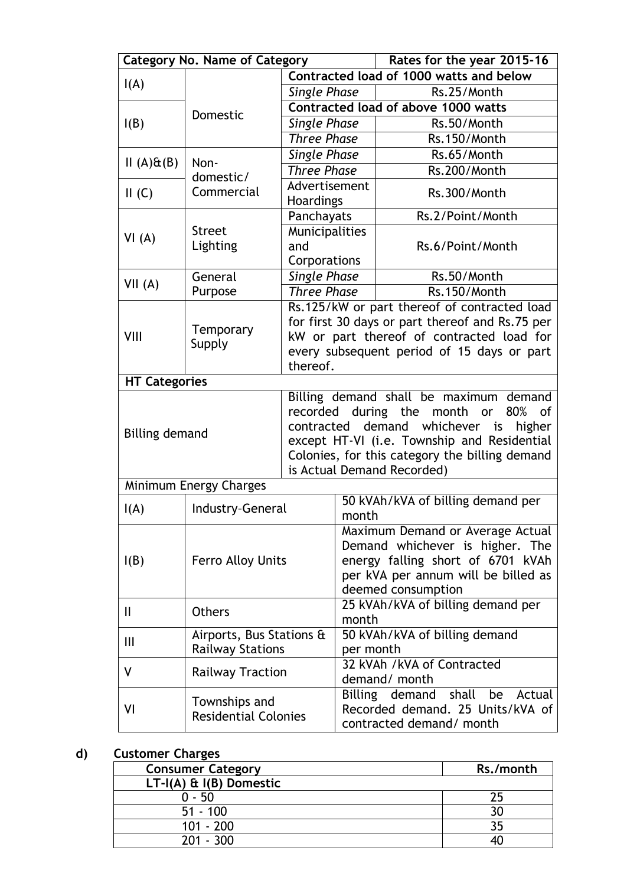| Category No. | Name of Category | | Rates for the year 2015-16 |
|---|---|---|---|
| I(A) | Domestic | Contracted load of 1000 watts and below | |
| | | *Single Phase* | Rs.25/Month |
| I(B) | | Contracted load of above 1000 watts | |
| | | *Single Phase* | Rs.50/Month |
| | | *Three Phase* | Rs.150/Month |
| II (A)&(B) | Non-domestic/ Commercial | *Single Phase* | Rs.65/Month |
| | | *Three Phase* | Rs.200/Month |
| II (C) | | Advertisement Hoardings | Rs.300/Month |
| VI (A) | Street Lighting | Panchayats | Rs.2/Point/Month |
| | | Municipalities and Corporations | Rs.6/Point/Month |
| VII (A) | General Purpose | *Single Phase* | Rs.50/Month |
| | | *Three Phase* | Rs.150/Month |
| VIII | Temporary Supply | Rs.125/kW or part thereof of contracted load for first 30 days or part thereof and Rs.75 per kW or part thereof of contracted load for every subsequent period of 15 days or part thereof. | |
| **HT Categories** | | | |
| Billing demand | | Billing demand shall be maximum demand recorded during the month or 80% of contracted demand whichever is higher except HT-VI (i.e. Township and Residential Colonies, for this category the billing demand is Actual Demand Recorded) | |
| Minimum Energy Charges | | | |
| I(A) | Industry–General | 50 kVAh/kVA of billing demand per month | |
| I(B) | Ferro Alloy Units | Maximum Demand or Average Actual Demand whichever is higher. The energy falling short of 6701 kVAh per kVA per annum will be billed as deemed consumption | |
| II | Others | 25 kVAh/kVA of billing demand per month | |
| III | Airports, Bus Stations & Railway Stations | 50 kVAh/kVA of billing demand per month | |
| V | Railway Traction | 32 kVAh /kVA of Contracted demand/ month | |
| VI | Townships and Residential Colonies | Billing demand shall be Actual Recorded demand. 25 Units/kVA of contracted demand/ month | |

**d) Customer Charges**

| Consumer Category | Rs./month |
|---|---|
| **LT-I(A) & I(B) Domestic** | |
| 0 - 50 | 25 |
| 51 - 100 | 30 |
| 101 - 200 | 35 |
| 201 - 300 | 40 |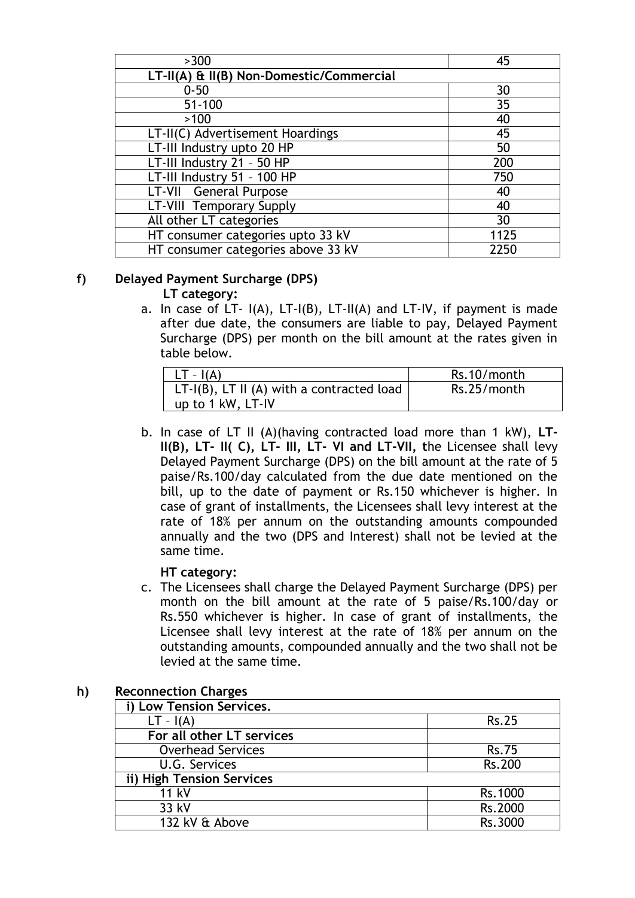| >300 | 45 |
|---|---|
| **LT-II(A) & II(B) Non-Domestic/Commercial** | |
| 0-50 | 30 |
| 51-100 | 35 |
| >100 | 40 |
| LT-II(C) Advertisement Hoardings | 45 |
| LT-III Industry upto 20 HP | 50 |
| LT-III Industry 21 – 50 HP | 200 |
| LT-III Industry 51 – 100 HP | 750 |
| LT-VII General Purpose | 40 |
| LT-VIII Temporary Supply | 40 |
| All other LT categories | 30 |
| HT consumer categories upto 33 kV | 1125 |
| HT consumer categories above 33 kV | 2250 |

**f) Delayed Payment Surcharge (DPS)**

**LT category:**

a. In case of LT- I(A), LT-I(B), LT-II(A) and LT-IV, if payment is made after due date, the consumers are liable to pay, Delayed Payment Surcharge (DPS) per month on the bill amount at the rates given in table below.

| LT – I(A) | Rs.10/month |
|---|---|
| LT-I(B), LT II (A) with a contracted load up to 1 kW, LT-IV | Rs.25/month |

b. In case of LT II (A)(having contracted load more than 1 kW), **LT-II(B), LT- II( C), LT- III, LT- VI and LT-VII, t**he Licensee shall levy Delayed Payment Surcharge (DPS) on the bill amount at the rate of 5 paise/Rs.100/day calculated from the due date mentioned on the bill, up to the date of payment or Rs.150 whichever is higher. In case of grant of installments, the Licensees shall levy interest at the rate of 18% per annum on the outstanding amounts compounded annually and the two (DPS and Interest) shall not be levied at the same time.

**HT category:**

c. The Licensees shall charge the Delayed Payment Surcharge (DPS) per month on the bill amount at the rate of 5 paise/Rs.100/day or Rs.550 whichever is higher. In case of grant of installments, the Licensee shall levy interest at the rate of 18% per annum on the outstanding amounts, compounded annually and the two shall not be levied at the same time.

**h) Reconnection Charges**

| **i) Low Tension Services.** | |
|---|---|
| LT – I(A) | Rs.25 |
| **For all other LT services** | |
| Overhead Services | Rs.75 |
| U.G. Services | Rs.200 |
| **ii) High Tension Services** | |
| 11 kV | Rs.1000 |
| 33 kV | Rs.2000 |
| 132 kV & Above | Rs.3000 |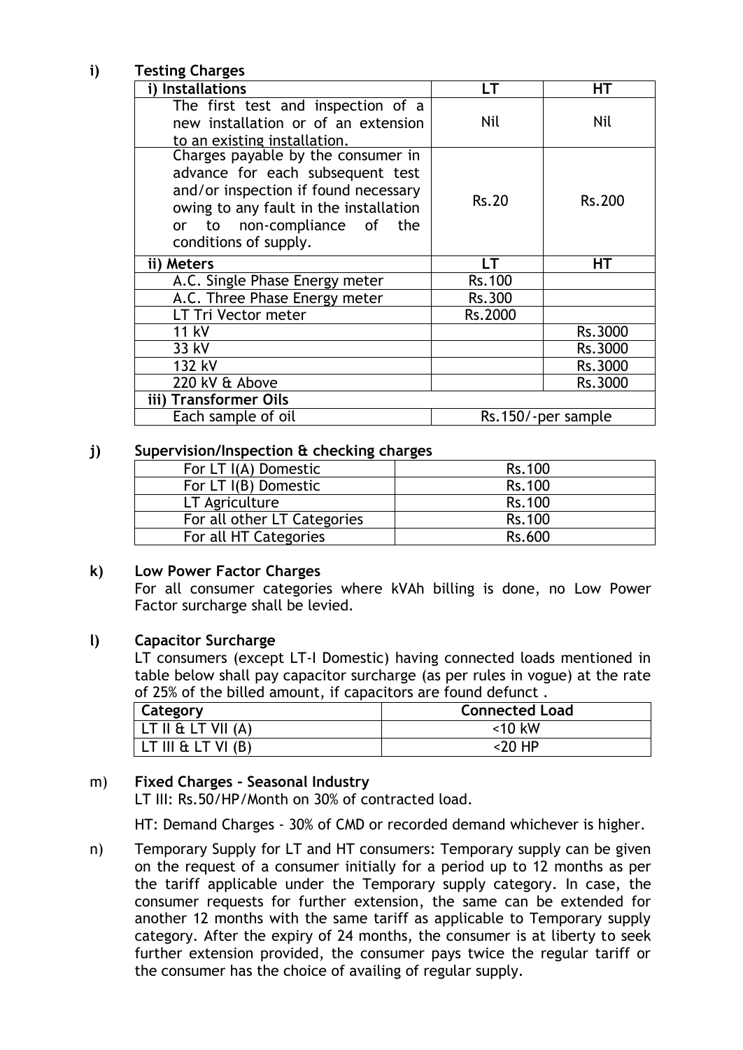**i) Testing Charges**

| i) Installations | LT | HT |
|---|---|---|
| The first test and inspection of a new installation or of an extension to an existing installation. | Nil | Nil |
| Charges payable by the consumer in advance for each subsequent test and/or inspection if found necessary owing to any fault in the installation or to non-compliance of the conditions of supply. | Rs.20 | Rs.200 |
| **ii) Meters** | **LT** | **HT** |
| A.C. Single Phase Energy meter | Rs.100 | |
| A.C. Three Phase Energy meter | Rs.300 | |
| LT Tri Vector meter | Rs.2000 | |
| 11 kV | | Rs.3000 |
| 33 kV | | Rs.3000 |
| 132 kV | | Rs.3000 |
| 220 kV & Above | | Rs.3000 |
| **iii) Transformer Oils** | | |
| Each sample of oil | Rs.150/-per sample | |

**j) Supervision/Inspection & checking charges**

| | |
|---|---|
| For LT I(A) Domestic | Rs.100 |
| For LT I(B) Domestic | Rs.100 |
| LT Agriculture | Rs.100 |
| For all other LT Categories | Rs.100 |
| For all HT Categories | Rs.600 |

**k) Low Power Factor Charges**

For all consumer categories where kVAh billing is done, no Low Power Factor surcharge shall be levied.

**l) Capacitor Surcharge**

LT consumers (except LT-I Domestic) having connected loads mentioned in table below shall pay capacitor surcharge (as per rules in vogue) at the rate of 25% of the billed amount, if capacitors are found defunct .

| Category | Connected Load |
|---|---|
| LT II & LT VII (A) | <10 kW |
| LT III & LT VI (B) | <20 HP |

m) **Fixed Charges - Seasonal Industry**

LT III: Rs.50/HP/Month on 30% of contracted load.

HT: Demand Charges - 30% of CMD or recorded demand whichever is higher.

n) Temporary Supply for LT and HT consumers: Temporary supply can be given on the request of a consumer initially for a period up to 12 months as per the tariff applicable under the Temporary supply category. In case, the consumer requests for further extension, the same can be extended for another 12 months with the same tariff as applicable to Temporary supply category. After the expiry of 24 months, the consumer is at liberty to seek further extension provided, the consumer pays twice the regular tariff or the consumer has the choice of availing of regular supply.